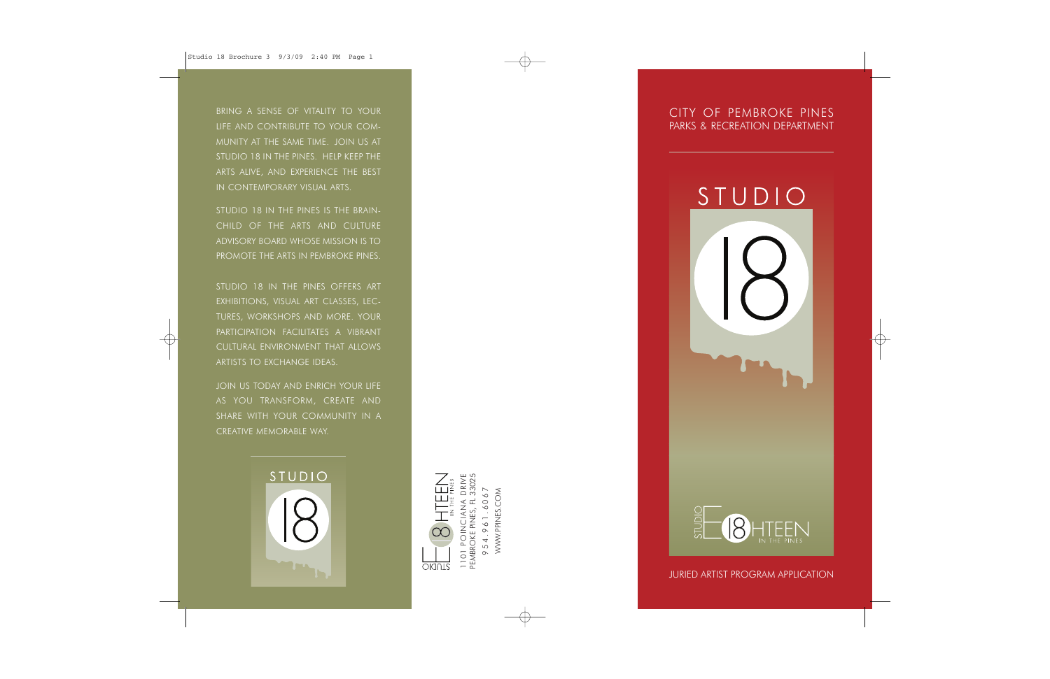BRING A SENSE OF VITALITY TO YOUR LIFE AND CONTRIBUTE TO YOUR COMMUNITY AT THE SAME TIME. JOIN US AT STUDIO 18 IN THE PINES. HELP KEEP THE ARTS ALIVE, AND EXPERIENCE THE BEST IN CONTEMPORARY VISUAL ARTS.

STUDIO 18 IN THE PINES IS THE BRAINCHILD OF THE ARTS AND CULTURE ADVISORY BOARD WHOSE MISSION IS TO PROMOTE THE ARTS IN PEMBROKE PINES.

STUDIO 18 IN THE PINES OFFERS ART EXHIBITIONS, VISUAL ART CLASSES, LECTURES, WORKSHOPS AND MORE. YOUR PARTICIPATION FACILITATES A VIBRANT CULTURAL ENVIRONMENT THAT ALLOWS ARTISTS TO EXCHANGE IDEAS.

JOIN US TODAY AND ENRICH YOUR LIFE AS YOU TRANSFORM, CREATE AND SHARE WITH YOUR COMMUNITY IN A CREATIVE MEMORABLE WAY.

STUDIO 18

STUDIO EIGHTEEN IN THE PINES

1101 POINCIANA DRIVE
PEMBROKE PINES, FL 33025
954.961.6067
WWW.PPINES.COM

CITY OF PEMBROKE PINES
PARKS & RECREATION DEPARTMENT

# STUDIO 18

STUDIO EIGHTEEN IN THE PINES

JURIED ARTIST PROGRAM APPLICATION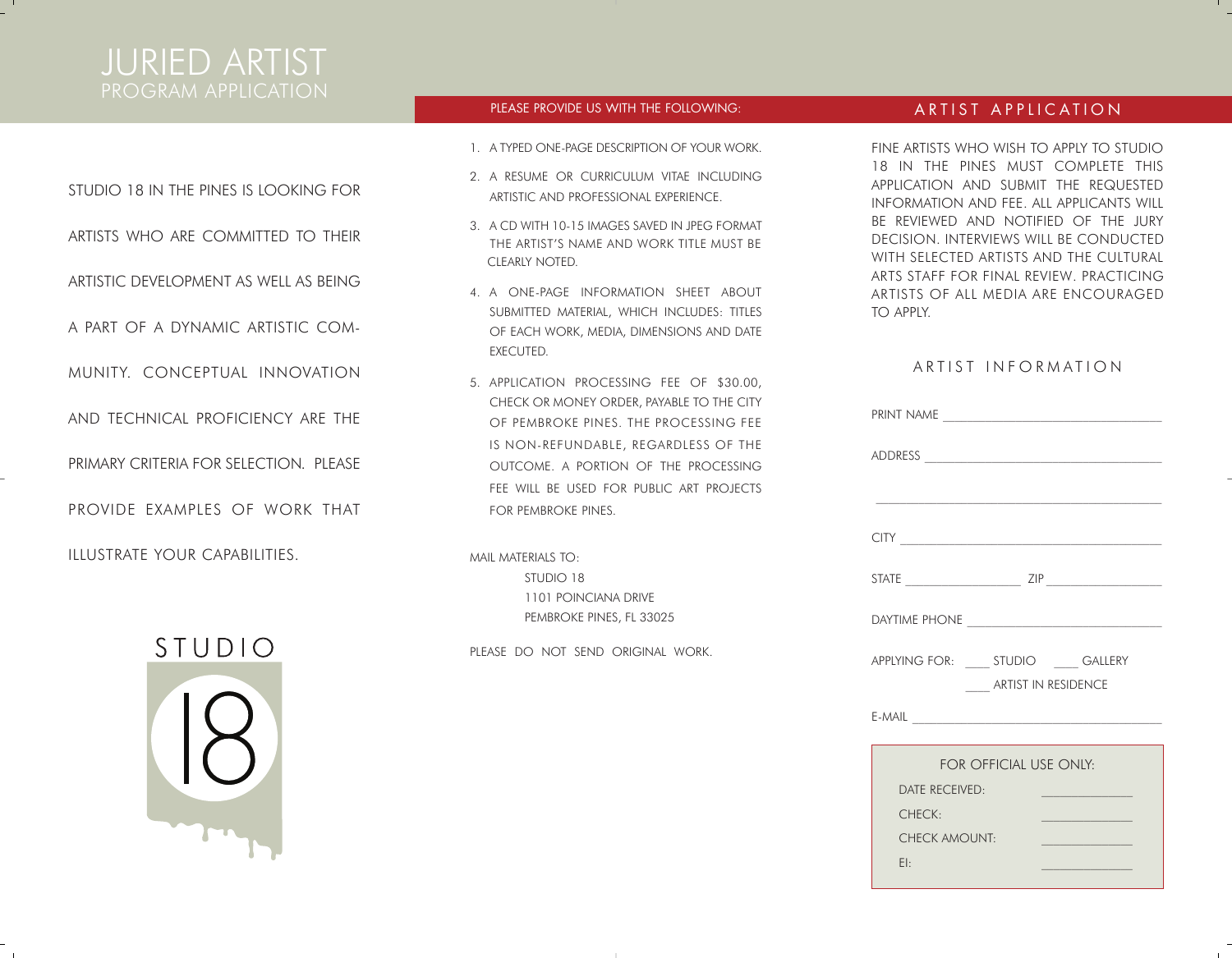# JURIED ARTIST
## PROGRAM APPLICATION

STUDIO 18 IN THE PINES IS LOOKING FOR ARTISTS WHO ARE COMMITTED TO THEIR ARTISTIC DEVELOPMENT AS WELL AS BEING A PART OF A DYNAMIC ARTISTIC COMMUNITY. CONCEPTUAL INNOVATION AND TECHNICAL PROFICIENCY ARE THE PRIMARY CRITERIA FOR SELECTION. PLEASE PROVIDE EXAMPLES OF WORK THAT ILLUSTRATE YOUR CAPABILITIES.

STUDIO 18

## PLEASE PROVIDE US WITH THE FOLLOWING:

1. A TYPED ONE-PAGE DESCRIPTION OF YOUR WORK.
2. A RESUME OR CURRICULUM VITAE INCLUDING ARTISTIC AND PROFESSIONAL EXPERIENCE.
3. A CD WITH 10-15 IMAGES SAVED IN JPEG FORMAT THE ARTIST'S NAME AND WORK TITLE MUST BE CLEARLY NOTED.
4. A ONE-PAGE INFORMATION SHEET ABOUT SUBMITTED MATERIAL, WHICH INCLUDES: TITLES OF EACH WORK, MEDIA, DIMENSIONS AND DATE EXECUTED.
5. APPLICATION PROCESSING FEE OF $30.00, CHECK OR MONEY ORDER, PAYABLE TO THE CITY OF PEMBROKE PINES. THE PROCESSING FEE IS NON-REFUNDABLE, REGARDLESS OF THE OUTCOME. A PORTION OF THE PROCESSING FEE WILL BE USED FOR PUBLIC ART PROJECTS FOR PEMBROKE PINES.

MAIL MATERIALS TO:

STUDIO 18
1101 POINCIANA DRIVE
PEMBROKE PINES, FL 33025

PLEASE DO NOT SEND ORIGINAL WORK.

## ARTIST APPLICATION

FINE ARTISTS WHO WISH TO APPLY TO STUDIO 18 IN THE PINES MUST COMPLETE THIS APPLICATION AND SUBMIT THE REQUESTED INFORMATION AND FEE. ALL APPLICANTS WILL BE REVIEWED AND NOTIFIED OF THE JURY DECISION. INTERVIEWS WILL BE CONDUCTED WITH SELECTED ARTISTS AND THE CULTURAL ARTS STAFF FOR FINAL REVIEW. PRACTICING ARTISTS OF ALL MEDIA ARE ENCOURAGED TO APPLY.

### ARTIST INFORMATION

PRINT NAME ______________________________

ADDRESS ______________________________

______________________________

CITY ______________________________

STATE ________________ ZIP ________________

DAYTIME PHONE ______________________________

APPLYING FOR: ____ STUDIO ____ GALLERY ____ ARTIST IN RESIDENCE

E-MAIL ______________________________

FOR OFFICIAL USE ONLY:

DATE RECEIVED: ____________

CHECK: ____________

CHECK AMOUNT: ____________

EI: ____________